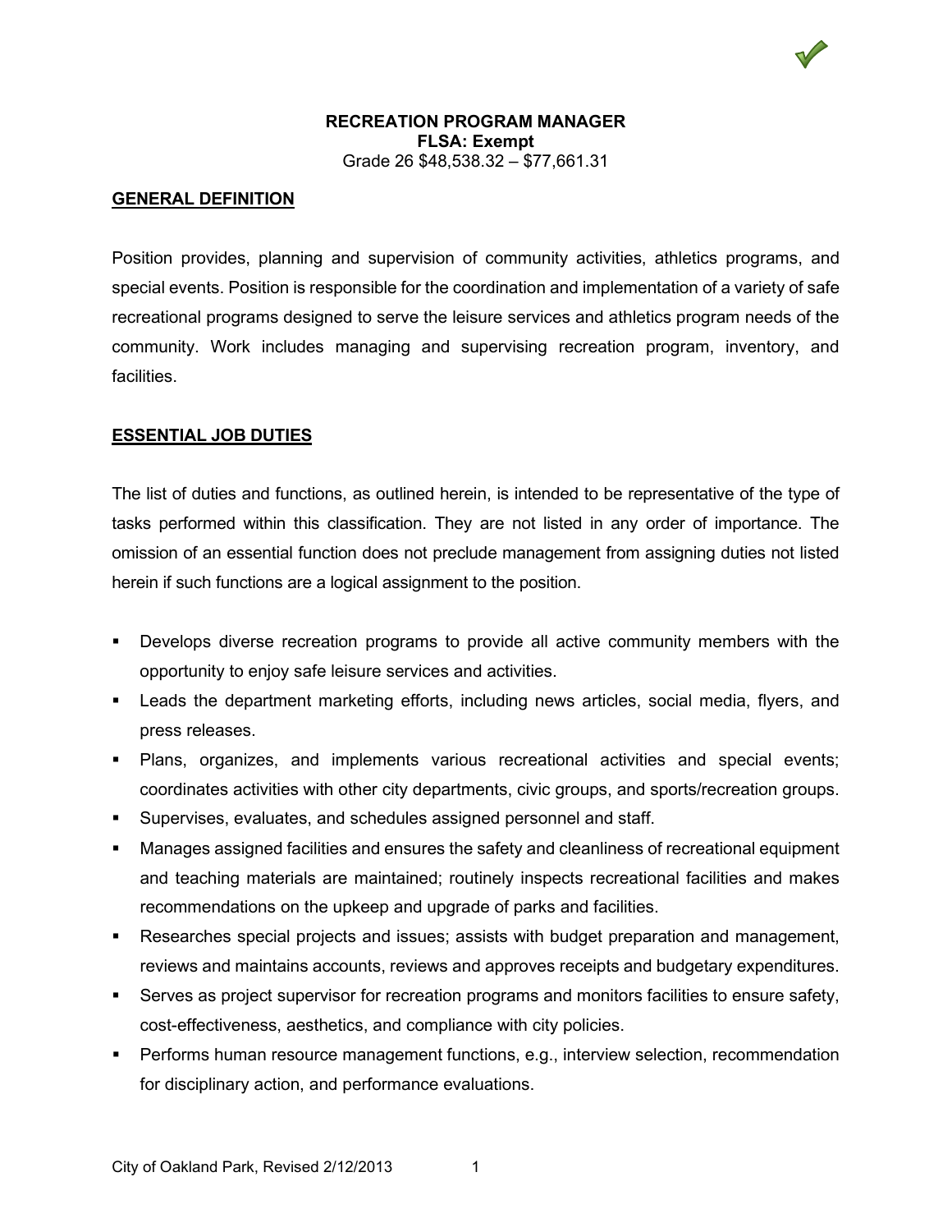# RECREATION PROGRAM MANAGER

**FLSA: Exempt**

Grade 26 $48,538.32 – $77,661.31

## GENERAL DEFINITION

Position provides, planning and supervision of community activities, athletics programs, and special events. Position is responsible for the coordination and implementation of a variety of safe recreational programs designed to serve the leisure services and athletics program needs of the community. Work includes managing and supervising recreation program, inventory, and facilities.

## ESSENTIAL JOB DUTIES

The list of duties and functions, as outlined herein, is intended to be representative of the type of tasks performed within this classification. They are not listed in any order of importance. The omission of an essential function does not preclude management from assigning duties not listed herein if such functions are a logical assignment to the position.

- Develops diverse recreation programs to provide all active community members with the opportunity to enjoy safe leisure services and activities.
- Leads the department marketing efforts, including news articles, social media, flyers, and press releases.
- Plans, organizes, and implements various recreational activities and special events; coordinates activities with other city departments, civic groups, and sports/recreation groups.
- Supervises, evaluates, and schedules assigned personnel and staff.
- Manages assigned facilities and ensures the safety and cleanliness of recreational equipment and teaching materials are maintained; routinely inspects recreational facilities and makes recommendations on the upkeep and upgrade of parks and facilities.
- Researches special projects and issues; assists with budget preparation and management, reviews and maintains accounts, reviews and approves receipts and budgetary expenditures.
- Serves as project supervisor for recreation programs and monitors facilities to ensure safety, cost-effectiveness, aesthetics, and compliance with city policies.
- Performs human resource management functions, e.g., interview selection, recommendation for disciplinary action, and performance evaluations.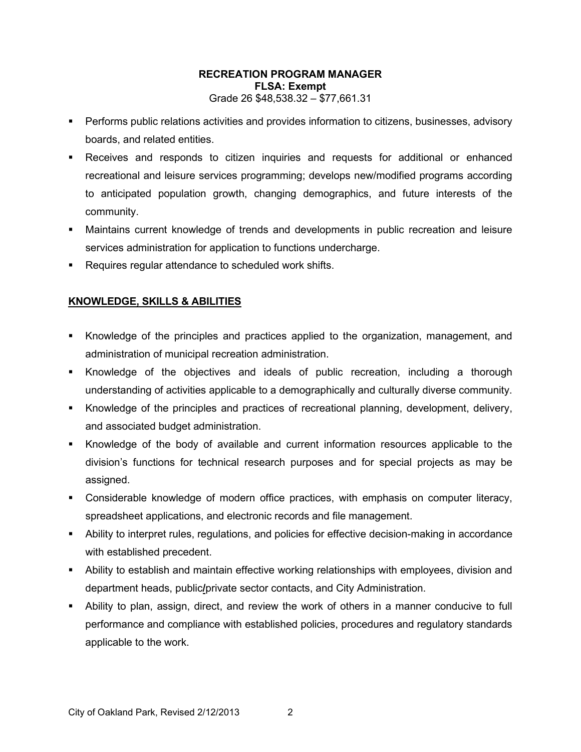**RECREATION PROGRAM MANAGER**
**FLSA: Exempt**
Grade 26 $48,538.32 – $77,661.31

- Performs public relations activities and provides information to citizens, businesses, advisory boards, and related entities.
- Receives and responds to citizen inquiries and requests for additional or enhanced recreational and leisure services programming; develops new/modified programs according to anticipated population growth, changing demographics, and future interests of the community.
- Maintains current knowledge of trends and developments in public recreation and leisure services administration for application to functions undercharge.
- Requires regular attendance to scheduled work shifts.

## KNOWLEDGE, SKILLS & ABILITIES

- Knowledge of the principles and practices applied to the organization, management, and administration of municipal recreation administration.
- Knowledge of the objectives and ideals of public recreation, including a thorough understanding of activities applicable to a demographically and culturally diverse community.
- Knowledge of the principles and practices of recreational planning, development, delivery, and associated budget administration.
- Knowledge of the body of available and current information resources applicable to the division's functions for technical research purposes and for special projects as may be assigned.
- Considerable knowledge of modern office practices, with emphasis on computer literacy, spreadsheet applications, and electronic records and file management.
- Ability to interpret rules, regulations, and policies for effective decision-making in accordance with established precedent.
- Ability to establish and maintain effective working relationships with employees, division and department heads, public/private sector contacts, and City Administration.
- Ability to plan, assign, direct, and review the work of others in a manner conducive to full performance and compliance with established policies, procedures and regulatory standards applicable to the work.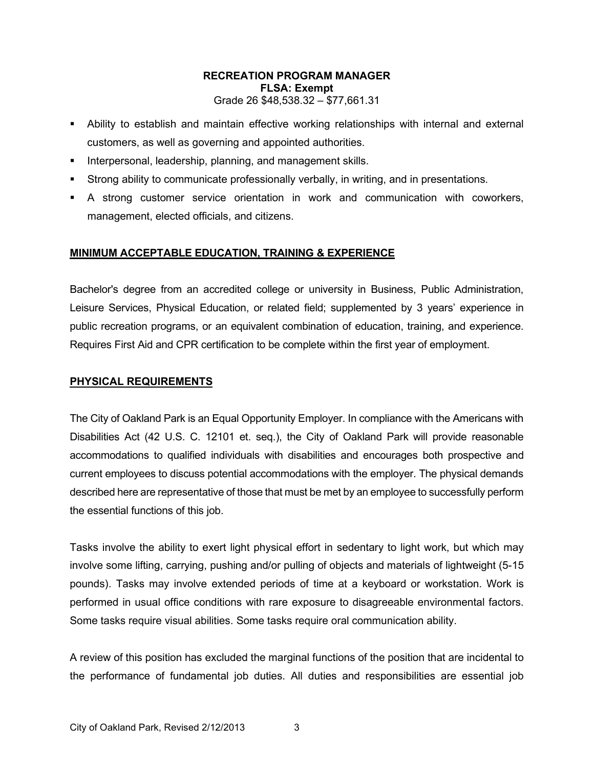**RECREATION PROGRAM MANAGER**
**FLSA: Exempt**
Grade 26 $48,538.32 – $77,661.31

- Ability to establish and maintain effective working relationships with internal and external customers, as well as governing and appointed authorities.
- Interpersonal, leadership, planning, and management skills.
- Strong ability to communicate professionally verbally, in writing, and in presentations.
- A strong customer service orientation in work and communication with coworkers, management, elected officials, and citizens.

## MINIMUM ACCEPTABLE EDUCATION, TRAINING & EXPERIENCE

Bachelor's degree from an accredited college or university in Business, Public Administration, Leisure Services, Physical Education, or related field; supplemented by 3 years' experience in public recreation programs, or an equivalent combination of education, training, and experience. Requires First Aid and CPR certification to be complete within the first year of employment.

## PHYSICAL REQUIREMENTS

The City of Oakland Park is an Equal Opportunity Employer. In compliance with the Americans with Disabilities Act (42 U.S. C. 12101 et. seq.), the City of Oakland Park will provide reasonable accommodations to qualified individuals with disabilities and encourages both prospective and current employees to discuss potential accommodations with the employer. The physical demands described here are representative of those that must be met by an employee to successfully perform the essential functions of this job.

Tasks involve the ability to exert light physical effort in sedentary to light work, but which may involve some lifting, carrying, pushing and/or pulling of objects and materials of lightweight (5-15 pounds). Tasks may involve extended periods of time at a keyboard or workstation. Work is performed in usual office conditions with rare exposure to disagreeable environmental factors. Some tasks require visual abilities. Some tasks require oral communication ability.

A review of this position has excluded the marginal functions of the position that are incidental to the performance of fundamental job duties. All duties and responsibilities are essential job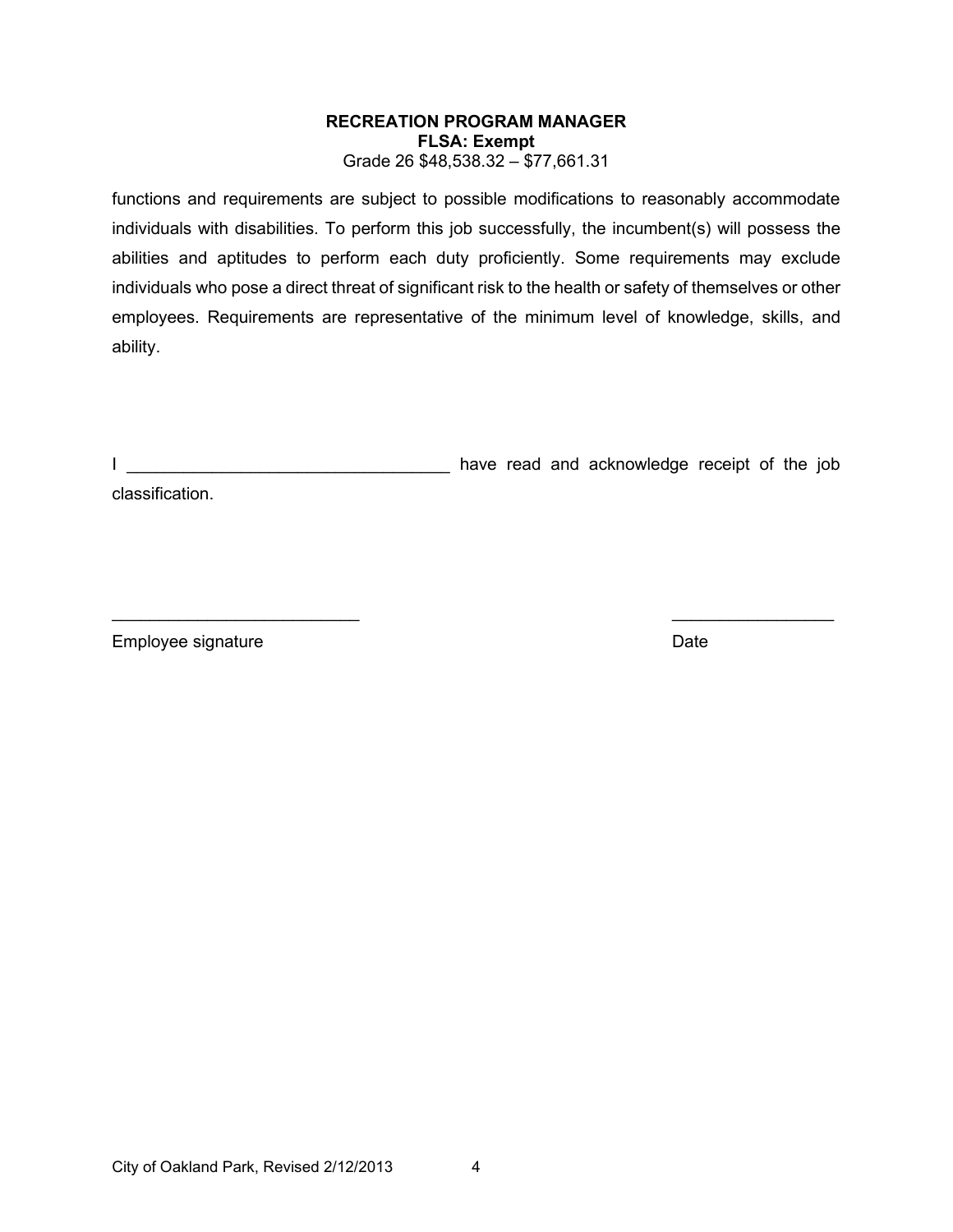functions and requirements are subject to possible modifications to reasonably accommodate individuals with disabilities. To perform this job successfully, the incumbent(s) will possess the abilities and aptitudes to perform each duty proficiently. Some requirements may exclude individuals who pose a direct threat of significant risk to the health or safety of themselves or other employees. Requirements are representative of the minimum level of knowledge, skills, and ability.

I ________________________________ have read and acknowledge receipt of the job classification.

__________________________ &nbsp;&nbsp;&nbsp;&nbsp;&nbsp;&nbsp;&nbsp;&nbsp;&nbsp;&nbsp;&nbsp;&nbsp;&nbsp;&nbsp;&nbsp;&nbsp; _________________

Employee signature &nbsp;&nbsp;&nbsp;&nbsp;&nbsp;&nbsp;&nbsp;&nbsp;&nbsp;&nbsp;&nbsp;&nbsp;&nbsp;&nbsp;&nbsp;&nbsp;&nbsp;&nbsp;&nbsp;&nbsp;&nbsp;&nbsp;&nbsp;&nbsp;&nbsp;&nbsp;&nbsp;&nbsp;&nbsp;&nbsp;&nbsp;&nbsp; Date